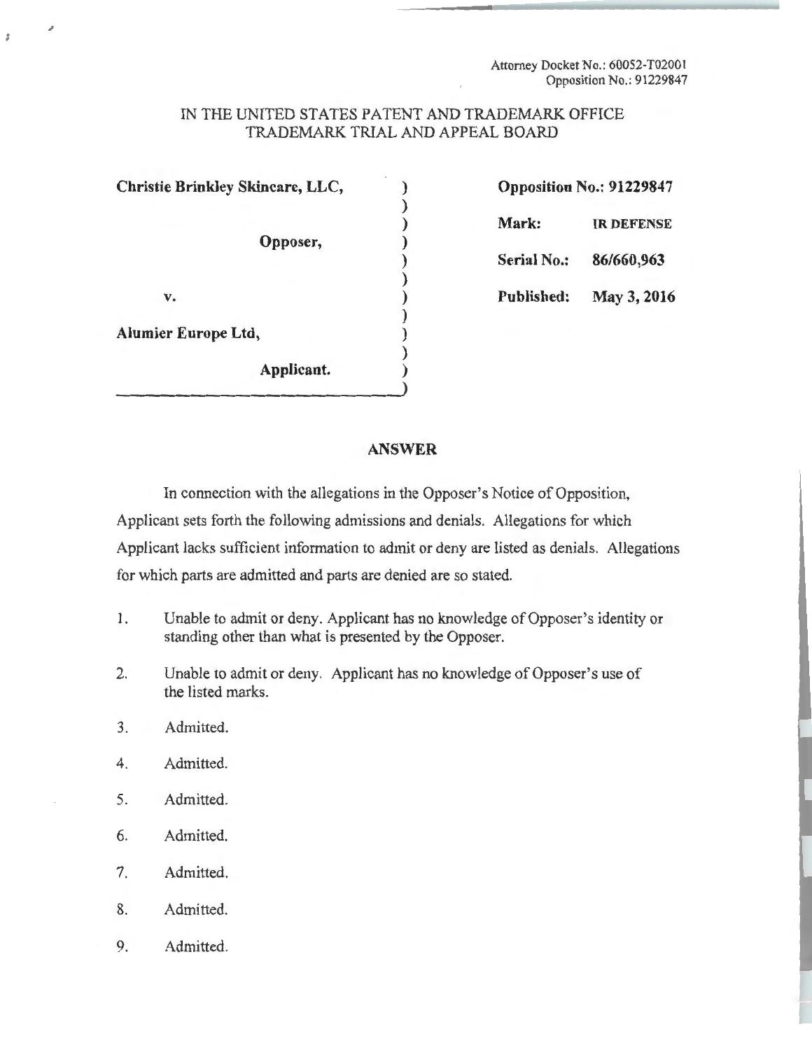Attorney Docket No.: 60052-T02001
Opposition No.: 91229847

IN THE UNITED STATES PATENT AND TRADEMARK OFFICE
TRADEMARK TRIAL AND APPEAL BOARD

| | |
|---|---|
| **Christie Brinkley Skincare, LLC,** | **Opposition No.: 91229847** |
| **Opposer,** | **Mark:** **IR DEFENSE** |
| | **Serial No.:** **86/660,963** |
| **v.** | **Published:** **May 3, 2016** |
| **Alumier Europe Ltd,** | |
| **Applicant.** | |

## ANSWER

In connection with the allegations in the Opposer's Notice of Opposition, Applicant sets forth the following admissions and denials. Allegations for which Applicant lacks sufficient information to admit or deny are listed as denials. Allegations for which parts are admitted and parts are denied are so stated.

1. Unable to admit or deny. Applicant has no knowledge of Opposer's identity or standing other than what is presented by the Opposer.
2. Unable to admit or deny. Applicant has no knowledge of Opposer's use of the listed marks.
3. Admitted.
4. Admitted.
5. Admitted.
6. Admitted.
7. Admitted.
8. Admitted.
9. Admitted.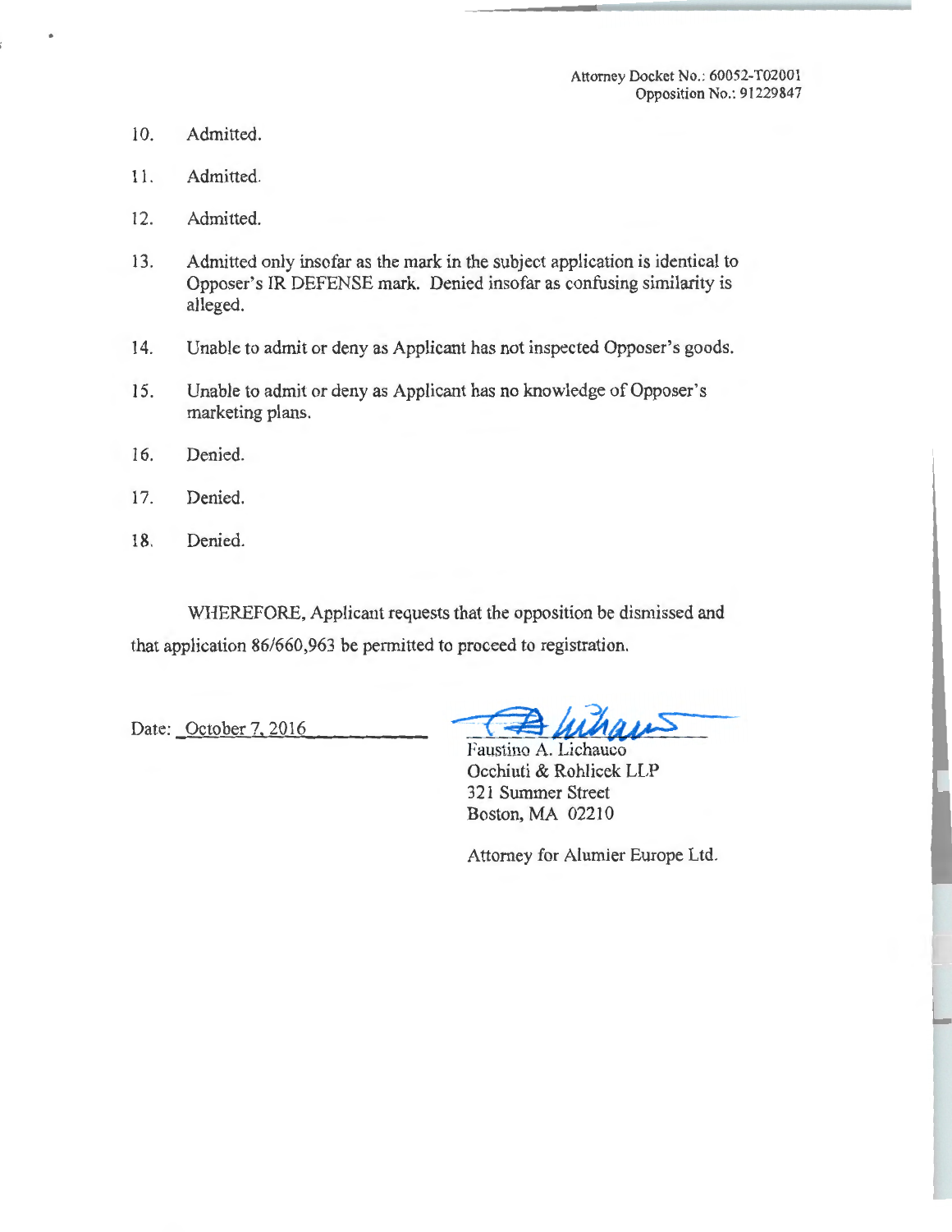Attorney Docket No.: 60052-T02001
Opposition No.: 91229847

10. Admitted.

11. Admitted.

12. Admitted.

13. Admitted only insofar as the mark in the subject application is identical to Opposer's IR DEFENSE mark. Denied insofar as confusing similarity is alleged.

14. Unable to admit or deny as Applicant has not inspected Opposer's goods.

15. Unable to admit or deny as Applicant has no knowledge of Opposer's marketing plans.

16. Denied.

17. Denied.

18. Denied.

WHEREFORE, Applicant requests that the opposition be dismissed and that application 86/660,963 be permitted to proceed to registration.

Date: October 7, 2016

Faustino A. Lichauco
Occhiuti & Rohlicek LLP
321 Summer Street
Boston, MA 02210

Attorney for Alumier Europe Ltd.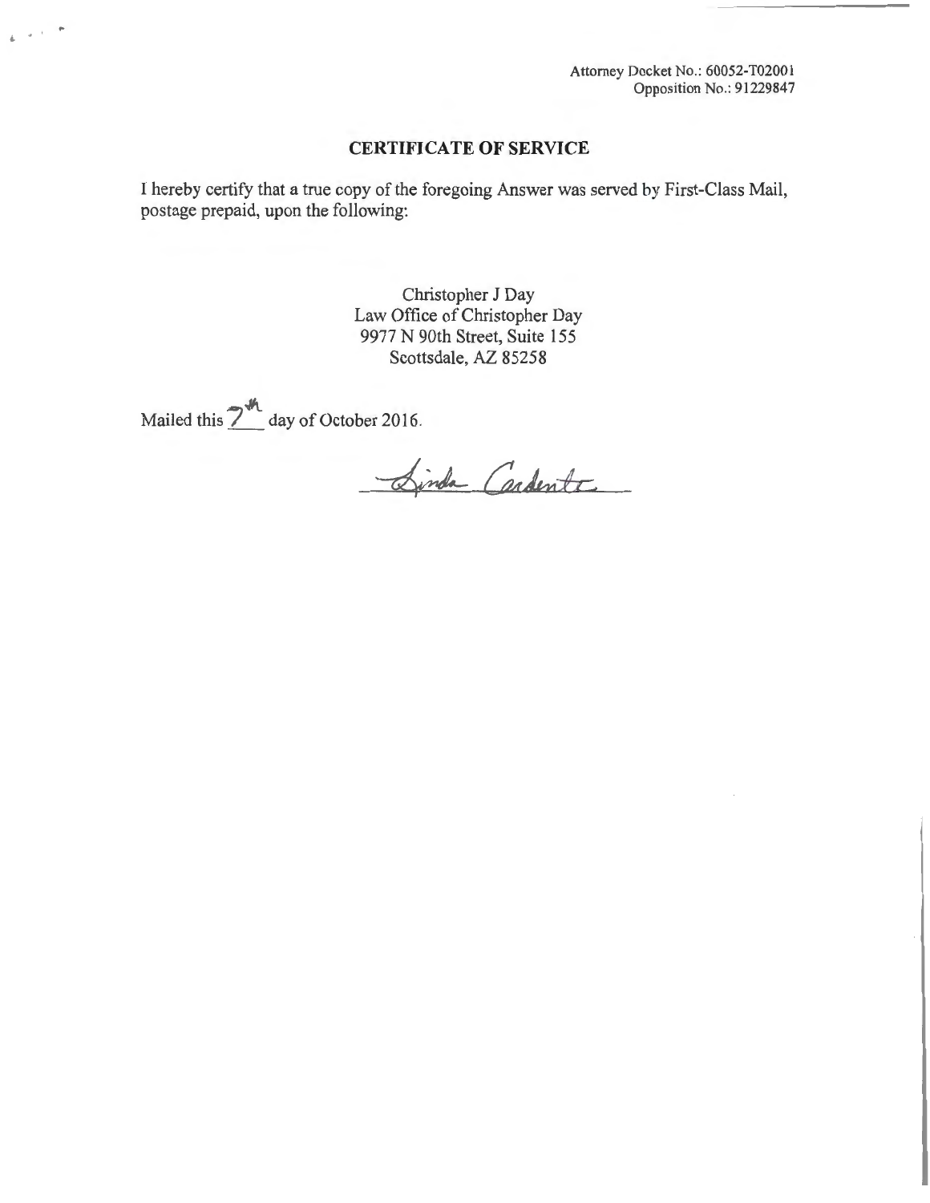Attorney Docket No.: 60052-T02001
Opposition No.: 91229847

## CERTIFICATE OF SERVICE

I hereby certify that a true copy of the foregoing Answer was served by First-Class Mail, postage prepaid, upon the following:

Christopher J Day
Law Office of Christopher Day
9977 N 90th Street, Suite 155
Scottsdale, AZ 85258

Mailed this 7th day of October 2016.

Linda Cardenti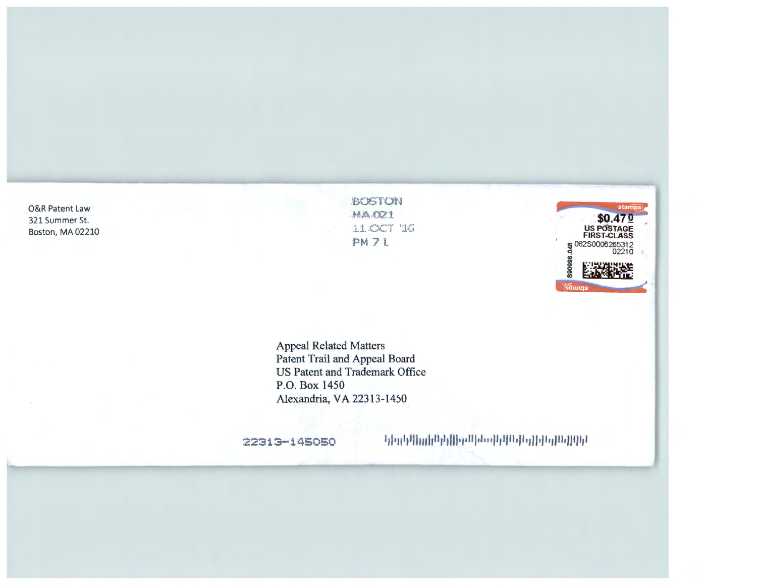O&R Patent Law
321 Summer St.
Boston, MA 02210

BOSTON
MA 021
11 OCT '16
PM 7 L

stamps.com
$0.47
US POSTAGE
FIRST-CLASS
062S0006265312
02210
S90998.048

Appeal Related Matters
Patent Trail and Appeal Board
US Patent and Trademark Office
P.O. Box 1450
Alexandria, VA 22313-1450

22313-145050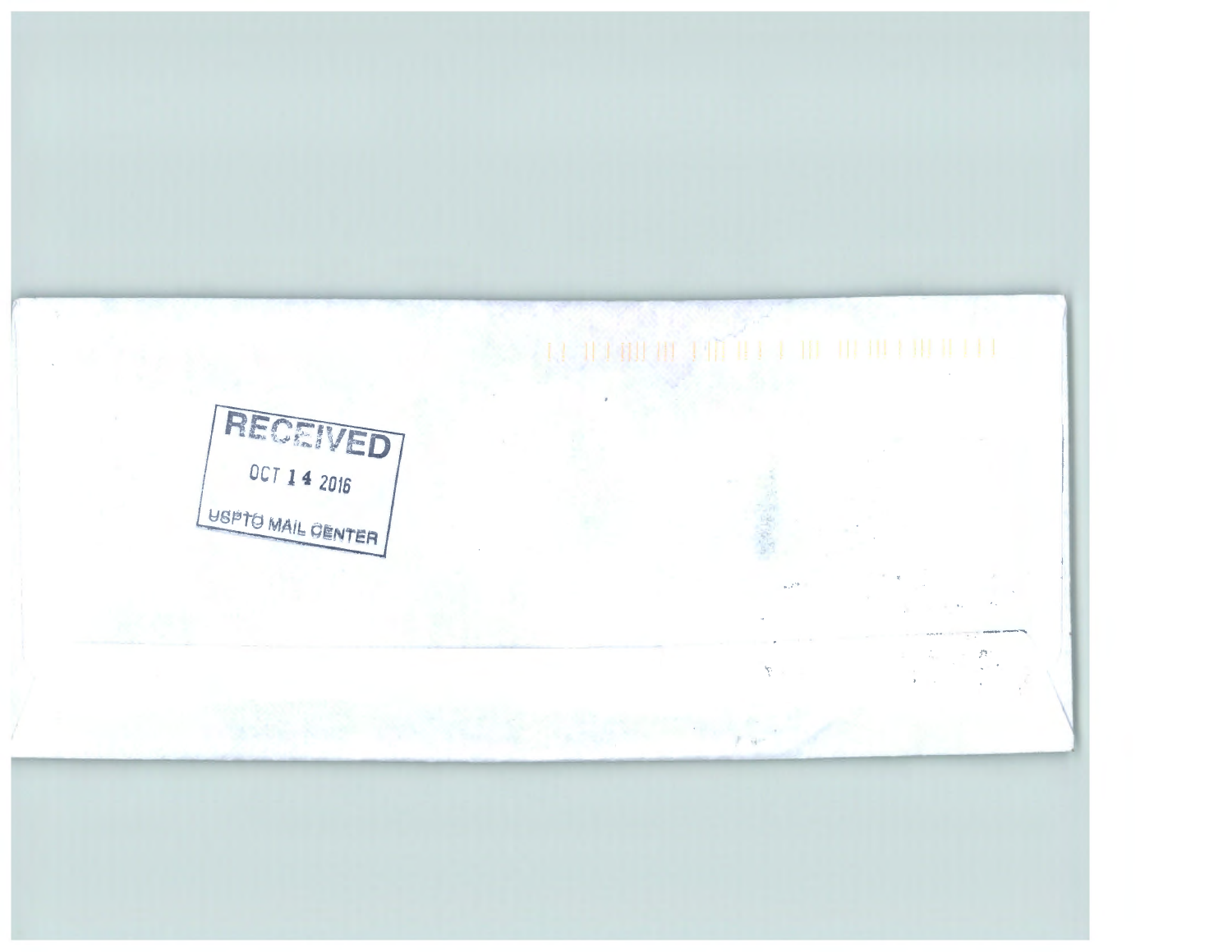RECEIVED

OCT 14 2016

USPTO MAIL CENTER